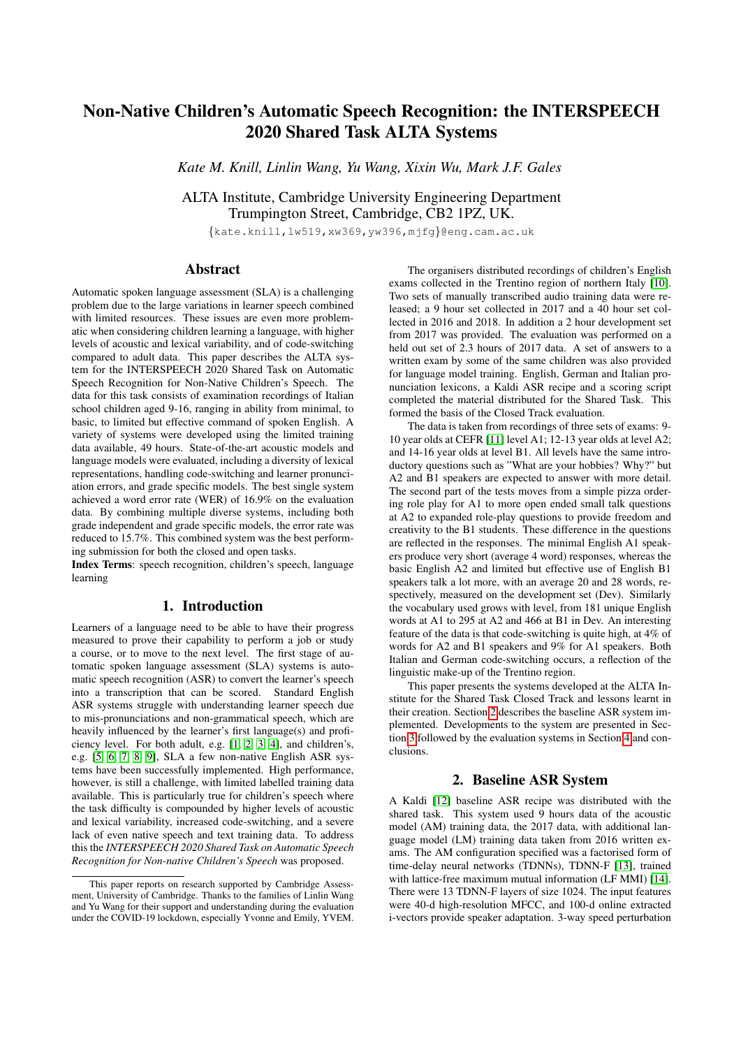# Non-Native Children's Automatic Speech Recognition: the INTERSPEECH 2020 Shared Task ALTA Systems

*Kate M. Knill, Linlin Wang, Yu Wang, Xixin Wu, Mark J.F. Gales*

ALTA Institute, Cambridge University Engineering Department
Trumpington Street, Cambridge, CB2 1PZ, UK.

{kate.knill,lw519,xw369,yw396,mjfg}@eng.cam.ac.uk

## Abstract

Automatic spoken language assessment (SLA) is a challenging problem due to the large variations in learner speech combined with limited resources. These issues are even more problematic when considering children learning a language, with higher levels of acoustic and lexical variability, and of code-switching compared to adult data. This paper describes the ALTA system for the INTERSPEECH 2020 Shared Task on Automatic Speech Recognition for Non-Native Children's Speech. The data for this task consists of examination recordings of Italian school children aged 9-16, ranging in ability from minimal, to basic, to limited but effective command of spoken English. A variety of systems were developed using the limited training data available, 49 hours. State-of-the-art acoustic models and language models were evaluated, including a diversity of lexical representations, handling code-switching and learner pronunciation errors, and grade specific models. The best single system achieved a word error rate (WER) of 16.9% on the evaluation data. By combining multiple diverse systems, including both grade independent and grade specific models, the error rate was reduced to 15.7%. This combined system was the best performing submission for both the closed and open tasks.

**Index Terms**: speech recognition, children's speech, language learning

## 1. Introduction

Learners of a language need to be able to have their progress measured to prove their capability to perform a job or study a course, or to move to the next level. The first stage of automatic spoken language assessment (SLA) systems is automatic speech recognition (ASR) to convert the learner's speech into a transcription that can be scored. Standard English ASR systems struggle with understanding learner speech due to mis-pronunciations and non-grammatical speech, which are heavily influenced by the learner's first language(s) and proficiency level. For both adult, e.g. [1, 2, 3, 4], and children's, e.g. [5, 6, 7, 8, 9], SLA a few non-native English ASR systems have been successfully implemented. High performance, however, is still a challenge, with limited labelled training data available. This is particularly true for children's speech where the task difficulty is compounded by higher levels of acoustic and lexical variability, increased code-switching, and a severe lack of even native speech and text training data. To address this the *INTERSPEECH 2020 Shared Task on Automatic Speech Recognition for Non-native Children's Speech* was proposed.

The organisers distributed recordings of children's English exams collected in the Trentino region of northern Italy [10]. Two sets of manually transcribed audio training data were released; a 9 hour set collected in 2017 and a 40 hour set collected in 2016 and 2018. In addition a 2 hour development set from 2017 was provided. The evaluation was performed on a held out set of 2.3 hours of 2017 data. A set of answers to a written exam by some of the same children was also provided for language model training. English, German and Italian pronunciation lexicons, a Kaldi ASR recipe and a scoring script completed the material distributed for the Shared Task. This formed the basis of the Closed Track evaluation.

The data is taken from recordings of three sets of exams: 9-10 year olds at CEFR [11] level A1; 12-13 year olds at level A2; and 14-16 year olds at level B1. All levels have the same introductory questions such as "What are your hobbies? Why?" but A2 and B1 speakers are expected to answer with more detail. The second part of the tests moves from a simple pizza ordering role play for A1 to more open ended small talk questions at A2 to expanded role-play questions to provide freedom and creativity to the B1 students. These difference in the questions are reflected in the responses. The minimal English A1 speakers produce very short (average 4 word) responses, whereas the basic English A2 and limited but effective use of English B1 speakers talk a lot more, with an average 20 and 28 words, respectively, measured on the development set (Dev). Similarly the vocabulary used grows with level, from 181 unique English words at A1 to 295 at A2 and 466 at B1 in Dev. An interesting feature of the data is that code-switching is quite high, at 4% of words for A2 and B1 speakers and 9% for A1 speakers. Both Italian and German code-switching occurs, a reflection of the linguistic make-up of the Trentino region.

This paper presents the systems developed at the ALTA Institute for the Shared Task Closed Track and lessons learnt in their creation. Section 2 describes the baseline ASR system implemented. Developments to the system are presented in Section 3 followed by the evaluation systems in Section 4 and conclusions.

## 2. Baseline ASR System

A Kaldi [12] baseline ASR recipe was distributed with the shared task. This system used 9 hours data of the acoustic model (AM) training data, the 2017 data, with additional language model (LM) training data taken from 2016 written exams. The AM configuration specified was a factorised form of time-delay neural networks (TDNNs), TDNN-F [13], trained with lattice-free maximum mutual information (LF MMI) [14]. There were 13 TDNN-F layers of size 1024. The input features were 40-d high-resolution MFCC, and 100-d online extracted i-vectors provide speaker adaptation. 3-way speed perturbation

This paper reports on research supported by Cambridge Assessment, University of Cambridge. Thanks to the families of Linlin Wang and Yu Wang for their support and understanding during the evaluation under the COVID-19 lockdown, especially Yvonne and Emily, YVEM.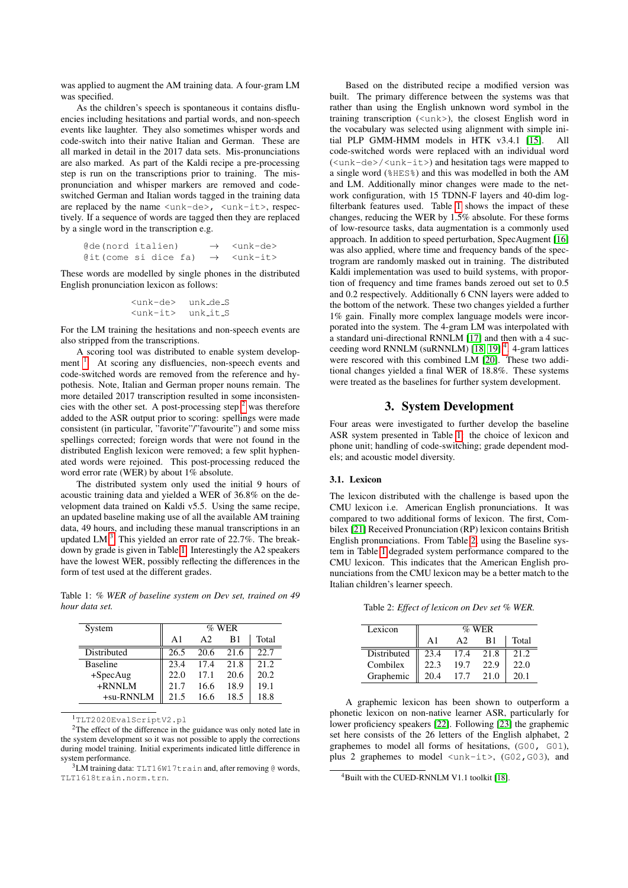was applied to augment the AM training data. A four-gram LM was specified.

As the children's speech is spontaneous it contains disfluencies including hesitations and partial words, and non-speech events like laughter. They also sometimes whisper words and code-switch into their native Italian and German. These are all marked in detail in the 2017 data sets. Mis-pronunciations are also marked. As part of the Kaldi recipe a pre-processing step is run on the transcriptions prior to training. The mis-pronunciation and whisper markers are removed and code-switched German and Italian words tagged in the training data are replaced by the name `<unk-de>`, `<unk-it>`, respectively. If a sequence of words are tagged then they are replaced by a single word in the transcription e.g.

```
@de(nord italien)      →   <unk-de>
@it(come si dice fa)   →   <unk-it>
```

These words are modelled by single phones in the distributed English pronunciation lexicon as follows:

```
<unk-de>   unk_de_S
<unk-it>   unk_it_S
```

For the LM training the hesitations and non-speech events are also stripped from the transcriptions.

A scoring tool was distributed to enable system development [1]. At scoring any disfluencies, non-speech events and code-switched words are removed from the reference and hypothesis. Note, Italian and German proper nouns remain. The more detailed 2017 transcription resulted in some inconsistencies with the other set. A post-processing step [2] was therefore added to the ASR output prior to scoring: spellings were made consistent (in particular, "favorite"/"favourite") and some miss spellings corrected; foreign words that were not found in the distributed English lexicon were removed; a few split hyphenated words were rejoined. This post-processing reduced the word error rate (WER) by about 1% absolute.

The distributed system only used the initial 9 hours of acoustic training data and yielded a WER of 36.8% on the development data trained on Kaldi v5.5. Using the same recipe, an updated baseline making use of all the available AM training data, 49 hours, and including these manual transcriptions in an updated LM [3]. This yielded an error rate of 22.7%. The breakdown by grade is given in Table 1. Interestingly the A2 speakers have the lowest WER, possibly reflecting the differences in the form of test used at the different grades.

Table 1: *% WER of baseline system on Dev set, trained on 49 hour data set.*

| System | % WER | | | |
|---|---|---|---|---|
| | A1 | A2 | B1 | Total |
| Distributed | 26.5 | 20.6 | 21.6 | 22.7 |
| Baseline | 23.4 | 17.4 | 21.8 | 21.2 |
| +SpecAug | 22.0 | 17.1 | 20.6 | 20.2 |
| +RNNLM | 21.7 | 16.6 | 18.9 | 19.1 |
| +su-RNNLM | 21.5 | 16.6 | 18.5 | 18.8 |

[1] `TLT2020EvalScriptV2.pl`

[2] The effect of the difference in the guidance was only noted late in the system development so it was not possible to apply the corrections during model training. Initial experiments indicated little difference in system performance.

[3] LM training data: `TLT16W17train` and, after removing @ words, `TLT1618train.norm.trn`.

Based on the distributed recipe a modified version was built. The primary difference between the systems was that rather than using the English unknown word symbol in the training transcription (`<unk>`), the closest English word in the vocabulary was selected using alignment with simple initial PLP GMM-HMM models in HTK v3.4.1 [15]. All code-switched words were replaced with an individual word (`<unk-de>`/`<unk-it>`) and hesitation tags were mapped to a single word (`%HES%`) and this was modelled in both the AM and LM. Additionally minor changes were made to the network configuration, with 15 TDNN-F layers and 40-dim log-filterbank features used. Table 1 shows the impact of these changes, reducing the WER by 1.5% absolute. For these forms of low-resource tasks, data augmentation is a commonly used approach. In addition to speed perturbation, SpecAugment [16] was also applied, where time and frequency bands of the spectrogram are randomly masked out in training. The distributed Kaldi implementation was used to build systems, with proportion of frequency and time frames bands zeroed out set to 0.5 and 0.2 respectively. Additionally 6 CNN layers were added to the bottom of the network. These two changes yielded a further 1% gain. Finally more complex language models were incorporated into the system. The 4-gram LM was interpolated with a standard uni-directional RNNLM [17] and then with a 4 succeeding word RNNLM (suRNNLM) [18, 19] [4]. 4-gram lattices were rescored with this combined LM [20]. These two additional changes yielded a final WER of 18.8%. These systems were treated as the baselines for further system development.

## 3. System Development

Four areas were investigated to further develop the baseline ASR system presented in Table 1: the choice of lexicon and phone unit; handling of code-switching; grade dependent models; and acoustic model diversity.

### 3.1. Lexicon

The lexicon distributed with the challenge is based upon the CMU lexicon i.e. American English pronunciations. It was compared to two additional forms of lexicon. The first, Combilex [21] Received Pronunciation (RP) lexicon contains British English pronunciations. From Table 2, using the Baseline system in Table 1 degraded system performance compared to the CMU lexicon. This indicates that the American English pronunciations from the CMU lexicon may be a better match to the Italian children's learner speech.

Table 2: *Effect of lexicon on Dev set % WER.*

| Lexicon | % WER | | | |
|---|---|---|---|---|
| | A1 | A2 | B1 | Total |
| Distributed | 23.4 | 17.4 | 21.8 | 21.2 |
| Combilex | 22.3 | 19.7 | 22.9 | 22.0 |
| Graphemic | 20.4 | 17.7 | 21.0 | 20.1 |

A graphemic lexicon has been shown to outperform a phonetic lexicon on non-native learner ASR, particularly for lower proficiency speakers [22]. Following [23] the graphemic set here consists of the 26 letters of the English alphabet, 2 graphemes to model all forms of hesitations, (`G00, G01`), plus 2 graphemes to model `<unk-it>`, (`G02,G03`), and

[4] Built with the CUED-RNNLM V1.1 toolkit [18].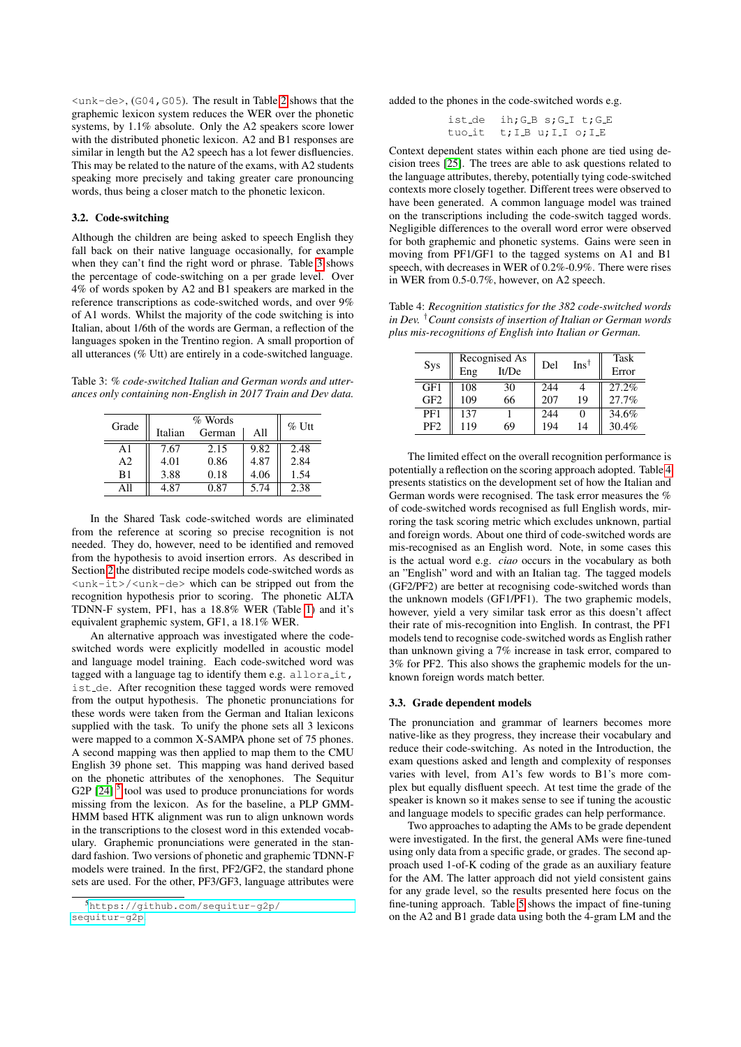<unk-de>, (G04, G05). The result in Table 2 shows that the graphemic lexicon system reduces the WER over the phonetic systems, by 1.1% absolute. Only the A2 speakers score lower with the distributed phonetic lexicon. A2 and B1 responses are similar in length but the A2 speech has a lot fewer disfluencies. This may be related to the nature of the exams, with A2 students speaking more precisely and taking greater care pronouncing words, thus being a closer match to the phonetic lexicon.

### 3.2. Code-switching

Although the children are being asked to speech English they fall back on their native language occasionally, for example when they can't find the right word or phrase. Table 3 shows the percentage of code-switching on a per grade level. Over 4% of words spoken by A2 and B1 speakers are marked in the reference transcriptions as code-switched words, and over 9% of A1 words. Whilst the majority of the code switching is into Italian, about 1/6th of the words are German, a reflection of the languages spoken in the Trentino region. A small proportion of all utterances (% Utt) are entirely in a code-switched language.

Table 3: *% code-switched Italian and German words and utterances only containing non-English in 2017 Train and Dev data.*

| Grade | % Words | | | % Utt |
|---|---|---|---|---|
| | Italian | German | All | |
| A1 | 7.67 | 2.15 | 9.82 | 2.48 |
| A2 | 4.01 | 0.86 | 4.87 | 2.84 |
| B1 | 3.88 | 0.18 | 4.06 | 1.54 |
| All | 4.87 | 0.87 | 5.74 | 2.38 |

In the Shared Task code-switched words are eliminated from the reference at scoring so precise recognition is not needed. They do, however, need to be identified and removed from the hypothesis to avoid insertion errors. As described in Section 2 the distributed recipe models code-switched words as <unk-it>/<unk-de> which can be stripped out from the recognition hypothesis prior to scoring. The phonetic ALTA TDNN-F system, PF1, has a 18.8% WER (Table 1) and it's equivalent graphemic system, GF1, a 18.1% WER.

An alternative approach was investigated where the code-switched words were explicitly modelled in acoustic model and language model training. Each code-switched word was tagged with a language tag to identify them e.g. allora_it, ist_de. After recognition these tagged words were removed from the output hypothesis. The phonetic pronunciations for these words were taken from the German and Italian lexicons supplied with the task. To unify the phone sets all 3 lexicons were mapped to a common X-SAMPA phone set of 75 phones. A second mapping was then applied to map them to the CMU English 39 phone set. This mapping was hand derived based on the phonetic attributes of the xenophones. The Sequitur G2P [24][5] tool was used to produce pronunciations for words missing from the lexicon. As for the baseline, a PLP GMM-HMM based HTK alignment was run to align unknown words in the transcriptions to the closest word in this extended vocabulary. Graphemic pronunciations were generated in the standard fashion. Two versions of phonetic and graphemic TDNN-F models were trained. In the first, PF2/GF2, the standard phone sets are used. For the other, PF3/GF3, language attributes were added to the phones in the code-switched words e.g.

```
ist_de   ih;G_B s;G_I t;G_E
tuo_it   t;I_B u;I_I o;I_E
```

Context dependent states within each phone are tied using decision trees [25]. The trees are able to ask questions related to the language attributes, thereby, potentially tying code-switched contexts more closely together. Different trees were observed to have been generated. A common language model was trained on the transcriptions including the code-switch tagged words. Negligible differences to the overall word error were observed for both graphemic and phonetic systems. Gains were seen in moving from PF1/GF1 to the tagged systems on A1 and B1 speech, with decreases in WER of 0.2%-0.9%. There were rises in WER from 0.5-0.7%, however, on A2 speech.

Table 4: *Recognition statistics for the 382 code-switched words in Dev. †Count consists of insertion of Italian or German words plus mis-recognitions of English into Italian or German.*

| Sys | Recognised As | | Del | Ins† | Task Error |
|---|---|---|---|---|---|
| | Eng | It/De | | | |
| GF1 | 108 | 30 | 244 | 4 | 27.2% |
| GF2 | 109 | 66 | 207 | 19 | 27.7% |
| PF1 | 137 | 1 | 244 | 0 | 34.6% |
| PF2 | 119 | 69 | 194 | 14 | 30.4% |

The limited effect on the overall recognition performance is potentially a reflection on the scoring approach adopted. Table 4 presents statistics on the development set of how the Italian and German words were recognised. The task error measures the % of code-switched words recognised as full English words, mirroring the task scoring metric which excludes unknown, partial and foreign words. About one third of code-switched words are mis-recognised as an English word. Note, in some cases this is the actual word e.g. *ciao* occurs in the vocabulary as both an "English" word and with an Italian tag. The tagged models (GF2/PF2) are better at recognising code-switched words than the unknown models (GF1/PF1). The two graphemic models, however, yield a very similar task error as this doesn't affect their rate of mis-recognition into English. In contrast, the PF1 models tend to recognise code-switched words as English rather than unknown giving a 7% increase in task error, compared to 3% for PF2. This also shows the graphemic models for the unknown foreign words match better.

### 3.3. Grade dependent models

The pronunciation and grammar of learners becomes more native-like as they progress, they increase their vocabulary and reduce their code-switching. As noted in the Introduction, the exam questions asked and length and complexity of responses varies with level, from A1's few words to B1's more complex but equally disfluent speech. At test time the grade of the speaker is known so it makes sense to see if tuning the acoustic and language models to specific grades can help performance.

Two approaches to adapting the AMs to be grade dependent were investigated. In the first, the general AMs were fine-tuned using only data from a specific grade, or grades. The second approach used 1-of-K coding of the grade as an auxiliary feature for the AM. The latter approach did not yield consistent gains for any grade level, so the results presented here focus on the fine-tuning approach. Table 5 shows the impact of fine-tuning on the A2 and B1 grade data using both the 4-gram LM and the

[5] https://github.com/sequitur-g2p/sequitur-g2p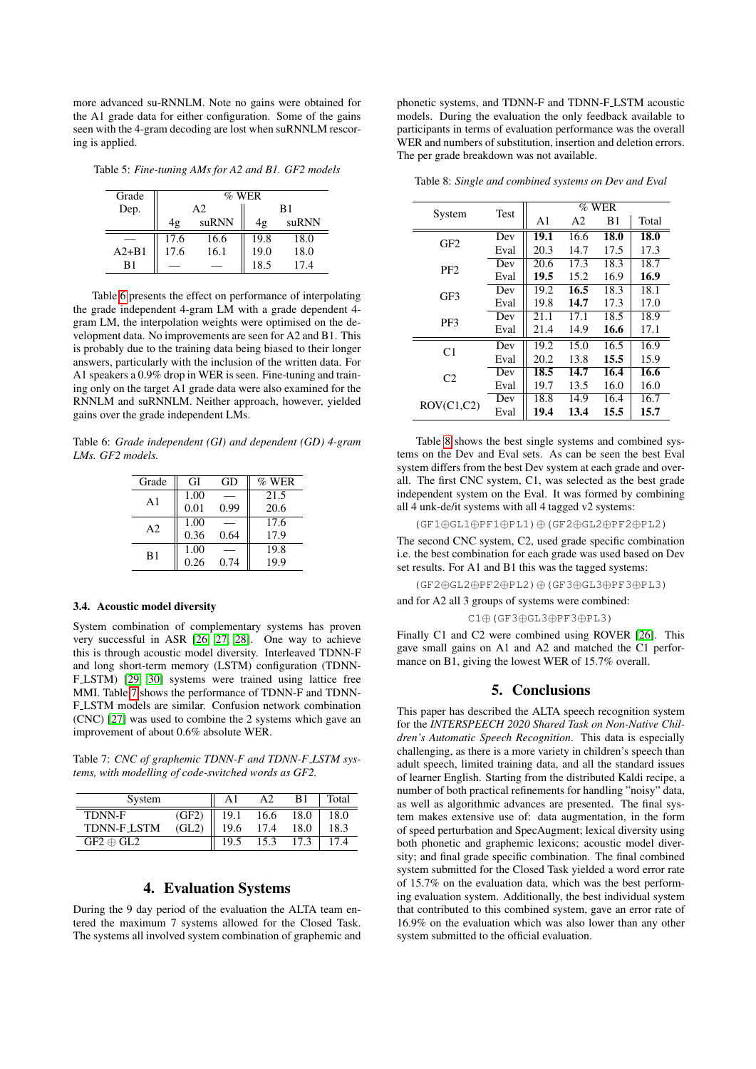more advanced su-RNNLM. Note no gains were obtained for the A1 grade data for either configuration. Some of the gains seen with the 4-gram decoding are lost when suRNNLM rescoring is applied.

Table 5: *Fine-tuning AMs for A2 and B1. GF2 models*

| Grade Dep. | % WER | | | |
|---|---|---|---|---|
| | A2 | | B1 | |
| | 4g | suRNN | 4g | suRNN |
| — | 17.6 | 16.6 | 19.8 | 18.0 |
| A2+B1 | 17.6 | 16.1 | 19.0 | 18.0 |
| B1 | — | — | 18.5 | 17.4 |

Table 6 presents the effect on performance of interpolating the grade independent 4-gram LM with a grade dependent 4-gram LM, the interpolation weights were optimised on the development data. No improvements are seen for A2 and B1. This is probably due to the training data being biased to their longer answers, particularly with the inclusion of the written data. For A1 speakers a 0.9% drop in WER is seen. Fine-tuning and training only on the target A1 grade data were also examined for the RNNLM and suRNNLM. Neither approach, however, yielded gains over the grade independent LMs.

Table 6: *Grade independent (GI) and dependent (GD) 4-gram LMs. GF2 models.*

| Grade | GI | GD | % WER |
|---|---|---|---|
| A1 | 1.00 | — | 21.5 |
| | 0.01 | 0.99 | 20.6 |
| A2 | 1.00 | — | 17.6 |
| | 0.36 | 0.64 | 17.9 |
| B1 | 1.00 | — | 19.8 |
| | 0.26 | 0.74 | 19.9 |

### 3.4. Acoustic model diversity

System combination of complementary systems has proven very successful in ASR [26, 27, 28]. One way to achieve this is through acoustic model diversity. Interleaved TDNN-F and long short-term memory (LSTM) configuration (TDNN-F_LSTM) [29, 30] systems were trained using lattice free MMI. Table 7 shows the performance of TDNN-F and TDNN-F_LSTM models are similar. Confusion network combination (CNC) [27] was used to combine the 2 systems which gave an improvement of about 0.6% absolute WER.

Table 7: *CNC of graphemic TDNN-F and TDNN-F_LSTM systems, with modelling of code-switched words as GF2.*

| System | | A1 | A2 | B1 | Total |
|---|---|---|---|---|---|
| TDNN-F | (GF2) | 19.1 | 16.6 | 18.0 | 18.0 |
| TDNN-F_LSTM | (GL2) | 19.6 | 17.4 | 18.0 | 18.3 |
| GF2 ⊕ GL2 | | 19.5 | 15.3 | 17.3 | 17.4 |

## 4. Evaluation Systems

During the 9 day period of the evaluation the ALTA team entered the maximum 7 systems allowed for the Closed Task. The systems all involved system combination of graphemic and phonetic systems, and TDNN-F and TDNN-F_LSTM acoustic models. During the evaluation the only feedback available to participants in terms of evaluation performance was the overall WER and numbers of substitution, insertion and deletion errors. The per grade breakdown was not available.

Table 8: *Single and combined systems on Dev and Eval*

| System | Test | % WER | | | |
|---|---|---|---|---|---|
| | | A1 | A2 | B1 | Total |
| GF2 | Dev | **19.1** | 16.6 | **18.0** | **18.0** |
| | Eval | 20.3 | 14.7 | 17.5 | 17.3 |
| PF2 | Dev | 20.6 | 17.3 | 18.3 | 18.7 |
| | Eval | **19.5** | 15.2 | 16.9 | **16.9** |
| GF3 | Dev | 19.2 | **16.5** | 18.3 | 18.1 |
| | Eval | 19.8 | **14.7** | 17.3 | 17.0 |
| PF3 | Dev | 21.1 | 17.1 | 18.5 | 18.9 |
| | Eval | 21.4 | 14.9 | **16.6** | 17.1 |
| C1 | Dev | 19.2 | 15.0 | 16.5 | 16.9 |
| | Eval | 20.2 | 13.8 | **15.5** | 15.9 |
| C2 | Dev | **18.5** | **14.7** | **16.4** | **16.6** |
| | Eval | 19.7 | 13.5 | 16.0 | 16.0 |
| ROV(C1,C2) | Dev | 18.8 | 14.9 | 16.4 | 16.7 |
| | Eval | **19.4** | **13.4** | **15.5** | **15.7** |

Table 8 shows the best single systems and combined systems on the Dev and Eval sets. As can be seen the best Eval system differs from the best Dev system at each grade and overall. The first CNC system, C1, was selected as the best grade independent system on the Eval. It was formed by combining all 4 unk-de/it systems with all 4 tagged v2 systems:

$$(\text{GF1}\oplus\text{GL1}\oplus\text{PF1}\oplus\text{PL1})\oplus(\text{GF2}\oplus\text{GL2}\oplus\text{PF2}\oplus\text{PL2})$$

The second CNC system, C2, used grade specific combination i.e. the best combination for each grade was used based on Dev set results. For A1 and B1 this was the tagged systems:

$$(\text{GF2}\oplus\text{GL2}\oplus\text{PF2}\oplus\text{PL2})\oplus(\text{GF3}\oplus\text{GL3}\oplus\text{PF3}\oplus\text{PL3})$$

and for A2 all 3 groups of systems were combined:

$$\text{C1}\oplus(\text{GF3}\oplus\text{GL3}\oplus\text{PF3}\oplus\text{PL3})$$

Finally C1 and C2 were combined using ROVER [26]. This gave small gains on A1 and A2 and matched the C1 performance on B1, giving the lowest WER of 15.7% overall.

## 5. Conclusions

This paper has described the ALTA speech recognition system for the *INTERSPEECH 2020 Shared Task on Non-Native Children's Automatic Speech Recognition*. This data is especially challenging, as there is a more variety in children's speech than adult speech, limited training data, and all the standard issues of learner English. Starting from the distributed Kaldi recipe, a number of both practical refinements for handling "noisy" data, as well as algorithmic advances are presented. The final system makes extensive use of: data augmentation, in the form of speed perturbation and SpecAugment; lexical diversity using both phonetic and graphemic lexicons; acoustic model diversity; and final grade specific combination. The final combined system submitted for the Closed Task yielded a word error rate of 15.7% on the evaluation data, which was the best performing evaluation system. Additionally, the best individual system that contributed to this combined system, gave an error rate of 16.9% on the evaluation which was also lower than any other system submitted to the official evaluation.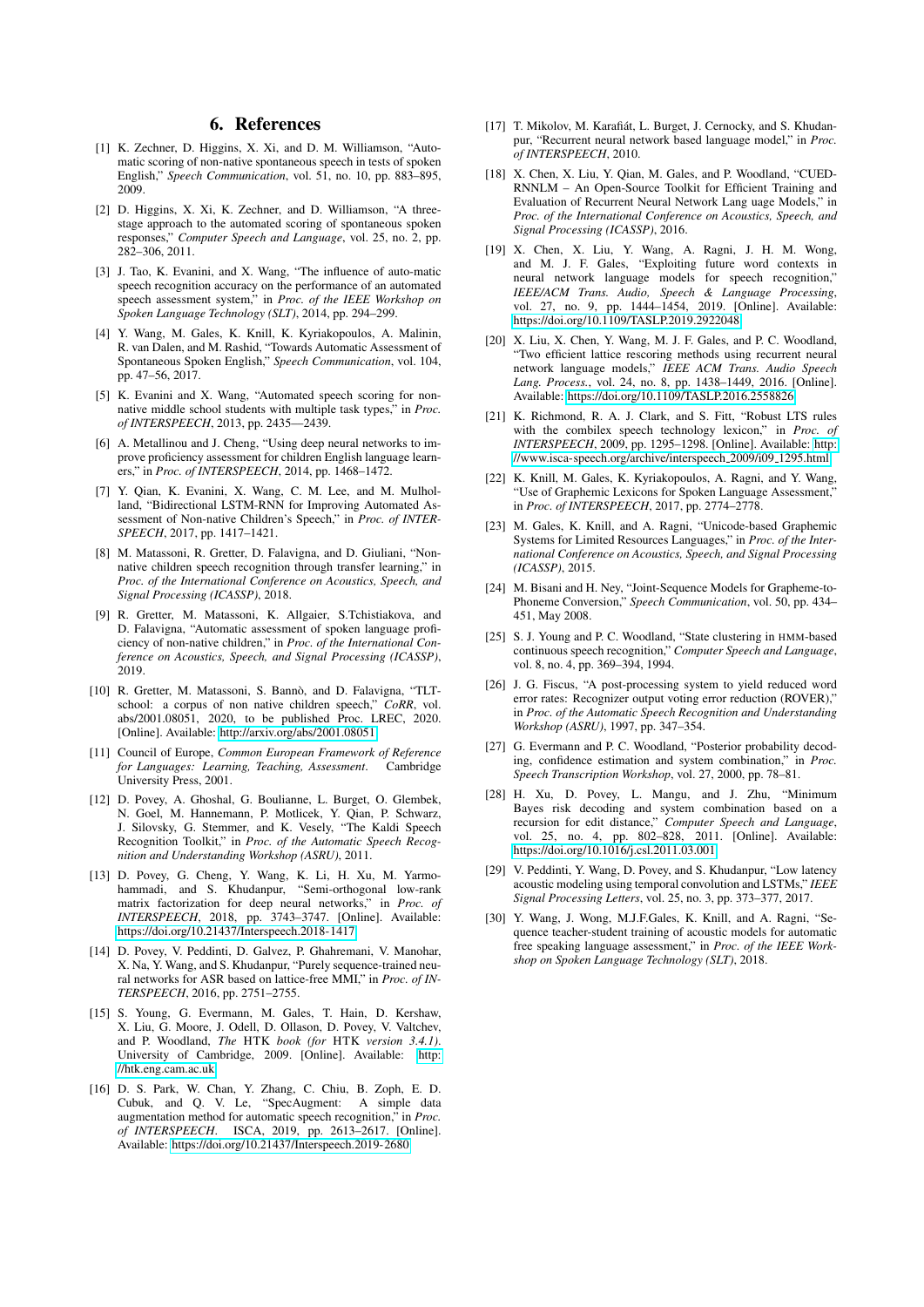## 6. References

[1] K. Zechner, D. Higgins, X. Xi, and D. M. Williamson, "Automatic scoring of non-native spontaneous speech in tests of spoken English," *Speech Communication*, vol. 51, no. 10, pp. 883–895, 2009.

[2] D. Higgins, X. Xi, K. Zechner, and D. Williamson, "A three-stage approach to the automated scoring of spontaneous spoken responses," *Computer Speech and Language*, vol. 25, no. 2, pp. 282–306, 2011.

[3] J. Tao, K. Evanini, and X. Wang, "The influence of auto-matic speech recognition accuracy on the performance of an automated speech assessment system," in *Proc. of the IEEE Workshop on Spoken Language Technology (SLT)*, 2014, pp. 294–299.

[4] Y. Wang, M. Gales, K. Knill, K. Kyriakopoulos, A. Malinin, R. van Dalen, and M. Rashid, "Towards Automatic Assessment of Spontaneous Spoken English," *Speech Communication*, vol. 104, pp. 47–56, 2017.

[5] K. Evanini and X. Wang, "Automated speech scoring for non-native middle school students with multiple task types," in *Proc. of INTERSPEECH*, 2013, pp. 2435—2439.

[6] A. Metallinou and J. Cheng, "Using deep neural networks to improve proficiency assessment for children English language learners," in *Proc. of INTERSPEECH*, 2014, pp. 1468–1472.

[7] Y. Qian, K. Evanini, X. Wang, C. M. Lee, and M. Mulholland, "Bidirectional LSTM-RNN for Improving Automated Assessment of Non-native Children's Speech," in *Proc. of INTERSPEECH*, 2017, pp. 1417–1421.

[8] M. Matassoni, R. Gretter, D. Falavigna, and D. Giuliani, "Non-native children speech recognition through transfer learning," in *Proc. of the International Conference on Acoustics, Speech, and Signal Processing (ICASSP)*, 2018.

[9] R. Gretter, M. Matassoni, K. Allgaier, S.Tchistiakova, and D. Falavigna, "Automatic assessment of spoken language proficiency of non-native children," in *Proc. of the International Conference on Acoustics, Speech, and Signal Processing (ICASSP)*, 2019.

[10] R. Gretter, M. Matassoni, S. Bannò, and D. Falavigna, "TLT-school: a corpus of non native children speech," *CoRR*, vol. abs/2001.08051, 2020, to be published Proc. LREC, 2020. [Online]. Available: http://arxiv.org/abs/2001.08051

[11] Council of Europe, *Common European Framework of Reference for Languages: Learning, Teaching, Assessment*. Cambridge University Press, 2001.

[12] D. Povey, A. Ghoshal, G. Boulianne, L. Burget, O. Glembek, N. Goel, M. Hannemann, P. Motlicek, Y. Qian, P. Schwarz, J. Silovsky, G. Stemmer, and K. Vesely, "The Kaldi Speech Recognition Toolkit," in *Proc. of the Automatic Speech Recognition and Understanding Workshop (ASRU)*, 2011.

[13] D. Povey, G. Cheng, Y. Wang, K. Li, H. Xu, M. Yarmohammadi, and S. Khudanpur, "Semi-orthogonal low-rank matrix factorization for deep neural networks," in *Proc. of INTERSPEECH*, 2018, pp. 3743–3747. [Online]. Available: https://doi.org/10.21437/Interspeech.2018-1417

[14] D. Povey, V. Peddinti, D. Galvez, P. Ghahremani, V. Manohar, X. Na, Y. Wang, and S. Khudanpur, "Purely sequence-trained neural networks for ASR based on lattice-free MMI," in *Proc. of INTERSPEECH*, 2016, pp. 2751–2755.

[15] S. Young, G. Evermann, M. Gales, T. Hain, D. Kershaw, X. Liu, G. Moore, J. Odell, D. Ollason, D. Povey, V. Valtchev, and P. Woodland, *The* HTK *book (for* HTK *version 3.4.1)*. University of Cambridge, 2009. [Online]. Available: http://htk.eng.cam.ac.uk

[16] D. S. Park, W. Chan, Y. Zhang, C. Chiu, B. Zoph, E. D. Cubuk, and Q. V. Le, "SpecAugment: A simple data augmentation method for automatic speech recognition," in *Proc. of INTERSPEECH*. ISCA, 2019, pp. 2613–2617. [Online]. Available: https://doi.org/10.21437/Interspeech.2019-2680

[17] T. Mikolov, M. Karafiát, L. Burget, J. Cernocky, and S. Khudanpur, "Recurrent neural network based language model," in *Proc. of INTERSPEECH*, 2010.

[18] X. Chen, X. Liu, Y. Qian, M. Gales, and P. Woodland, "CUED-RNNLM – An Open-Source Toolkit for Efficient Training and Evaluation of Recurrent Neural Network Lang uage Models," in *Proc. of the International Conference on Acoustics, Speech, and Signal Processing (ICASSP)*, 2016.

[19] X. Chen, X. Liu, Y. Wang, A. Ragni, J. H. M. Wong, and M. J. F. Gales, "Exploiting future word contexts in neural network language models for speech recognition," *IEEE/ACM Trans. Audio, Speech & Language Processing*, vol. 27, no. 9, pp. 1444–1454, 2019. [Online]. Available: https://doi.org/10.1109/TASLP.2019.2922048

[20] X. Liu, X. Chen, Y. Wang, M. J. F. Gales, and P. C. Woodland, "Two efficient lattice rescoring methods using recurrent neural network language models," *IEEE ACM Trans. Audio Speech Lang. Process.*, vol. 24, no. 8, pp. 1438–1449, 2016. [Online]. Available: https://doi.org/10.1109/TASLP.2016.2558826

[21] K. Richmond, R. A. J. Clark, and S. Fitt, "Robust LTS rules with the combilex speech technology lexicon," in *Proc. of INTERSPEECH*, 2009, pp. 1295–1298. [Online]. Available: http://www.isca-speech.org/archive/interspeech_2009/i09_1295.html

[22] K. Knill, M. Gales, K. Kyriakopoulos, A. Ragni, and Y. Wang, "Use of Graphemic Lexicons for Spoken Language Assessment," in *Proc. of INTERSPEECH*, 2017, pp. 2774–2778.

[23] M. Gales, K. Knill, and A. Ragni, "Unicode-based Graphemic Systems for Limited Resources Languages," in *Proc. of the International Conference on Acoustics, Speech, and Signal Processing (ICASSP)*, 2015.

[24] M. Bisani and H. Ney, "Joint-Sequence Models for Grapheme-to-Phoneme Conversion," *Speech Communication*, vol. 50, pp. 434–451, May 2008.

[25] S. J. Young and P. C. Woodland, "State clustering in HMM-based continuous speech recognition," *Computer Speech and Language*, vol. 8, no. 4, pp. 369–394, 1994.

[26] J. G. Fiscus, "A post-processing system to yield reduced word error rates: Recognizer output voting error reduction (ROVER)," in *Proc. of the Automatic Speech Recognition and Understanding Workshop (ASRU)*, 1997, pp. 347–354.

[27] G. Evermann and P. C. Woodland, "Posterior probability decoding, confidence estimation and system combination," in *Proc. Speech Transcription Workshop*, vol. 27, 2000, pp. 78–81.

[28] H. Xu, D. Povey, L. Mangu, and J. Zhu, "Minimum Bayes risk decoding and system combination based on a recursion for edit distance," *Computer Speech and Language*, vol. 25, no. 4, pp. 802–828, 2011. [Online]. Available: https://doi.org/10.1016/j.csl.2011.03.001

[29] V. Peddinti, Y. Wang, D. Povey, and S. Khudanpur, "Low latency acoustic modeling using temporal convolution and LSTMs," *IEEE Signal Processing Letters*, vol. 25, no. 3, pp. 373–377, 2017.

[30] Y. Wang, J. Wong, M.J.F.Gales, K. Knill, and A. Ragni, "Sequence teacher-student training of acoustic models for automatic free speaking language assessment," in *Proc. of the IEEE Workshop on Spoken Language Technology (SLT)*, 2018.